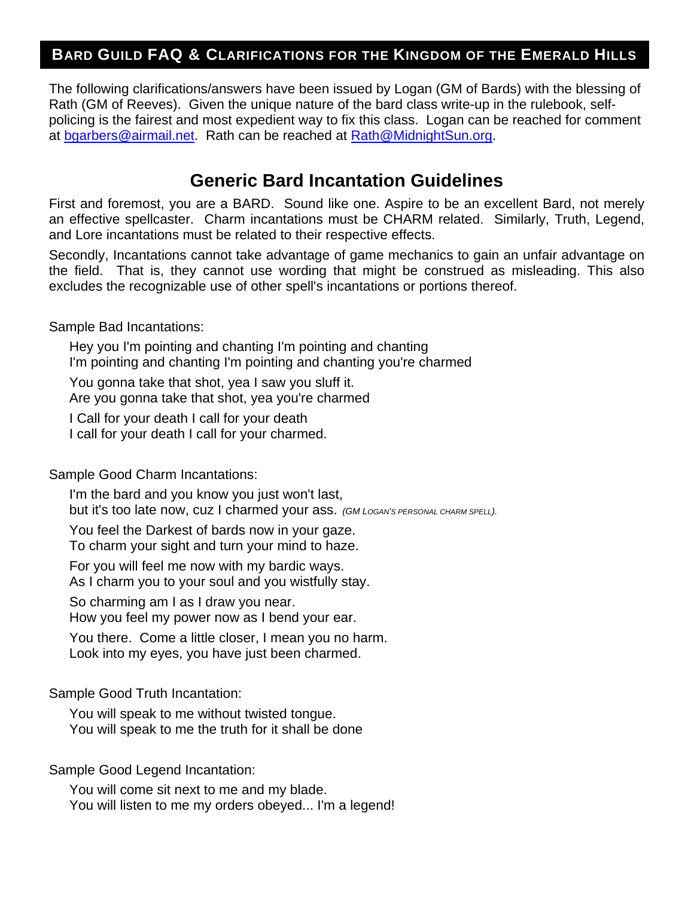## Bard Guild FAQ & Clarifications for the Kingdom of the Emerald Hills

The following clarifications/answers have been issued by Logan (GM of Bards) with the blessing of Rath (GM of Reeves). Given the unique nature of the bard class write-up in the rulebook, self-policing is the fairest and most expedient way to fix this class. Logan can be reached for comment at [bgarbers@airmail.net](mailto:bgarbers@airmail.net). Rath can be reached at [Rath@MidnightSun.org](mailto:Rath@MidnightSun.org).

# Generic Bard Incantation Guidelines

First and foremost, you are a BARD. Sound like one. Aspire to be an excellent Bard, not merely an effective spellcaster. Charm incantations must be CHARM related. Similarly, Truth, Legend, and Lore incantations must be related to their respective effects.

Secondly, Incantations cannot take advantage of game mechanics to gain an unfair advantage on the field. That is, they cannot use wording that might be construed as misleading. This also excludes the recognizable use of other spell's incantations or portions thereof.

Sample Bad Incantations:

> Hey you I'm pointing and chanting I'm pointing and chanting
> I'm pointing and chanting I'm pointing and chanting you're charmed
>
> You gonna take that shot, yea I saw you sluff it.
> Are you gonna take that shot, yea you're charmed
>
> I Call for your death I call for your death
> I call for your death I call for your charmed.

Sample Good Charm Incantations:

> I'm the bard and you know you just won't last,
> but it's too late now, cuz I charmed your ass. *(GM Logan's personal charm spell).*
>
> You feel the Darkest of bards now in your gaze.
> To charm your sight and turn your mind to haze.
>
> For you will feel me now with my bardic ways.
> As I charm you to your soul and you wistfully stay.
>
> So charming am I as I draw you near.
> How you feel my power now as I bend your ear.
>
> You there. Come a little closer, I mean you no harm.
> Look into my eyes, you have just been charmed.

Sample Good Truth Incantation:

> You will speak to me without twisted tongue.
> You will speak to me the truth for it shall be done

Sample Good Legend Incantation:

> You will come sit next to me and my blade.
> You will listen to me my orders obeyed... I'm a legend!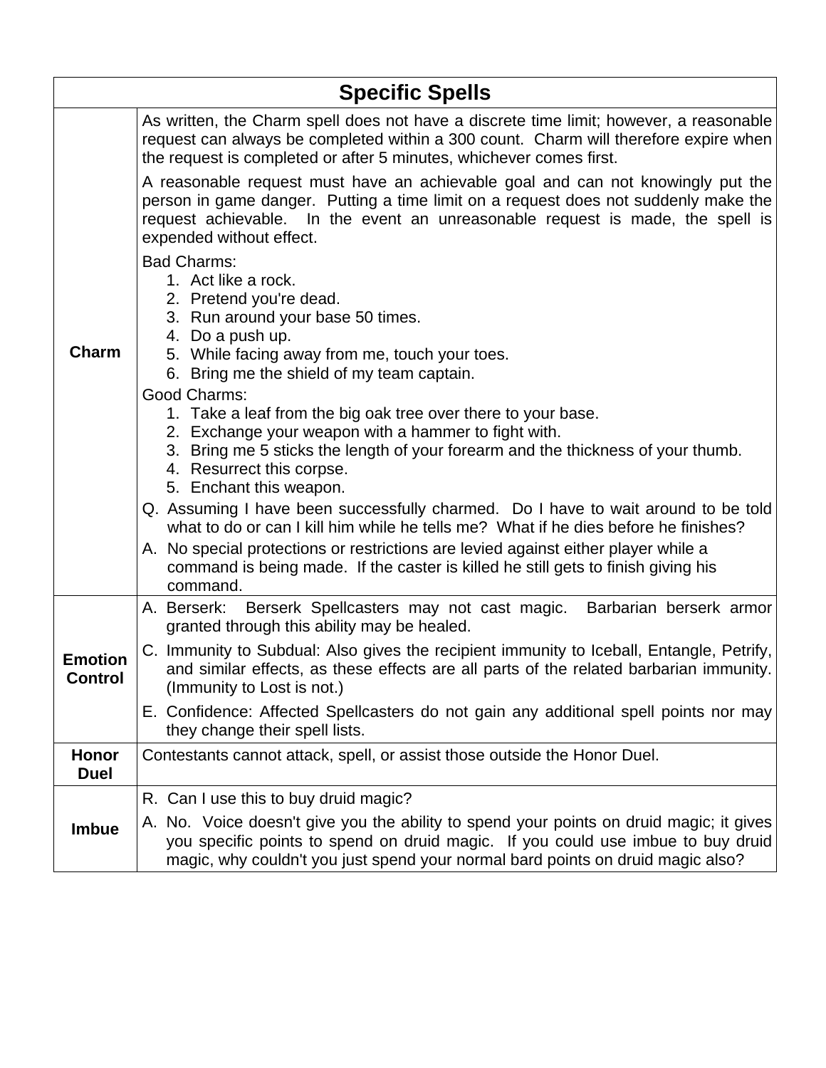| Specific Spells | |
|---|---|
| **Charm** | As written, the Charm spell does not have a discrete time limit; however, a reasonable request can always be completed within a 300 count. Charm will therefore expire when the request is completed or after 5 minutes, whichever comes first.<br><br>A reasonable request must have an achievable goal and can not knowingly put the person in game danger. Putting a time limit on a request does not suddenly make the request achievable. In the event an unreasonable request is made, the spell is expended without effect.<br><br>Bad Charms:<br>1. Act like a rock.<br>2. Pretend you're dead.<br>3. Run around your base 50 times.<br>4. Do a push up.<br>5. While facing away from me, touch your toes.<br>6. Bring me the shield of my team captain.<br><br>Good Charms:<br>1. Take a leaf from the big oak tree over there to your base.<br>2. Exchange your weapon with a hammer to fight with.<br>3. Bring me 5 sticks the length of your forearm and the thickness of your thumb.<br>4. Resurrect this corpse.<br>5. Enchant this weapon.<br><br>Q. Assuming I have been successfully charmed. Do I have to wait around to be told what to do or can I kill him while he tells me? What if he dies before he finishes?<br>A. No special protections or restrictions are levied against either player while a command is being made. If the caster is killed he still gets to finish giving his command. |
| **Emotion Control** | A. Berserk: Berserk Spellcasters may not cast magic. Barbarian berserk armor granted through this ability may be healed.<br><br>C. Immunity to Subdual: Also gives the recipient immunity to Iceball, Entangle, Petrify, and similar effects, as these effects are all parts of the related barbarian immunity. (Immunity to Lost is not.)<br><br>E. Confidence: Affected Spellcasters do not gain any additional spell points nor may they change their spell lists. |
| **Honor Duel** | Contestants cannot attack, spell, or assist those outside the Honor Duel. |
| **Imbue** | R. Can I use this to buy druid magic?<br>A. No. Voice doesn't give you the ability to spend your points on druid magic; it gives you specific points to spend on druid magic. If you could use imbue to buy druid magic, why couldn't you just spend your normal bard points on druid magic also? |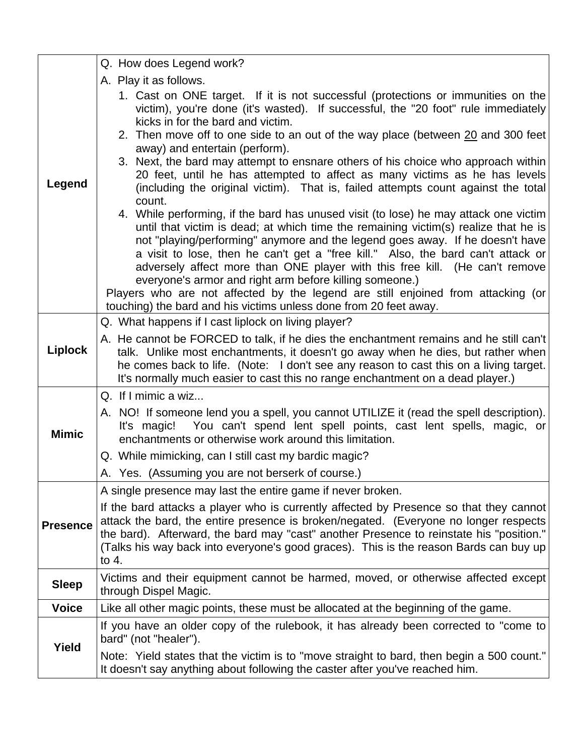| | |
|---|---|
| **Legend** | Q. How does Legend work?<br>A. Play it as follows.<br>1. Cast on ONE target. If it is not successful (protections or immunities on the victim), you're done (it's wasted). If successful, the "20 foot" rule immediately kicks in for the bard and victim.<br>2. Then move off to one side to an out of the way place (between <u>20</u> and 300 feet away) and entertain (perform).<br>3. Next, the bard may attempt to ensnare others of his choice who approach within 20 feet, until he has attempted to affect as many victims as he has levels (including the original victim). That is, failed attempts count against the total count.<br>4. While performing, if the bard has unused visit (to lose) he may attack one victim until that victim is dead; at which time the remaining victim(s) realize that he is not "playing/performing" anymore and the legend goes away. If he doesn't have a visit to lose, then he can't get a "free kill." Also, the bard can't attack or adversely affect more than ONE player with this free kill. (He can't remove everyone's armor and right arm before killing someone.)<br>Players who are not affected by the legend are still enjoined from attacking (or touching) the bard and his victims unless done from 20 feet away. |
| **Liplock** | Q. What happens if I cast liplock on living player?<br>A. He cannot be FORCED to talk, if he dies the enchantment remains and he still can't talk. Unlike most enchantments, it doesn't go away when he dies, but rather when he comes back to life. (Note: I don't see any reason to cast this on a living target. It's normally much easier to cast this no range enchantment on a dead player.) |
| **Mimic** | Q. If I mimic a wiz...<br>A. NO! If someone lend you a spell, you cannot UTILIZE it (read the spell description). It's magic! You can't spend lent spell points, cast lent spells, magic, or enchantments or otherwise work around this limitation.<br>Q. While mimicking, can I still cast my bardic magic?<br>A. Yes. (Assuming you are not berserk of course.) |
| **Presence** | A single presence may last the entire game if never broken.<br>If the bard attacks a player who is currently affected by Presence so that they cannot attack the bard, the entire presence is broken/negated. (Everyone no longer respects the bard). Afterward, the bard may "cast" another Presence to reinstate his "position." (Talks his way back into everyone's good graces). This is the reason Bards can buy up to 4. |
| **Sleep** | Victims and their equipment cannot be harmed, moved, or otherwise affected except through Dispel Magic. |
| **Voice** | Like all other magic points, these must be allocated at the beginning of the game. |
| **Yield** | If you have an older copy of the rulebook, it has already been corrected to "come to bard" (not "healer").<br>Note: Yield states that the victim is to "move straight to bard, then begin a 500 count." It doesn't say anything about following the caster after you've reached him. |